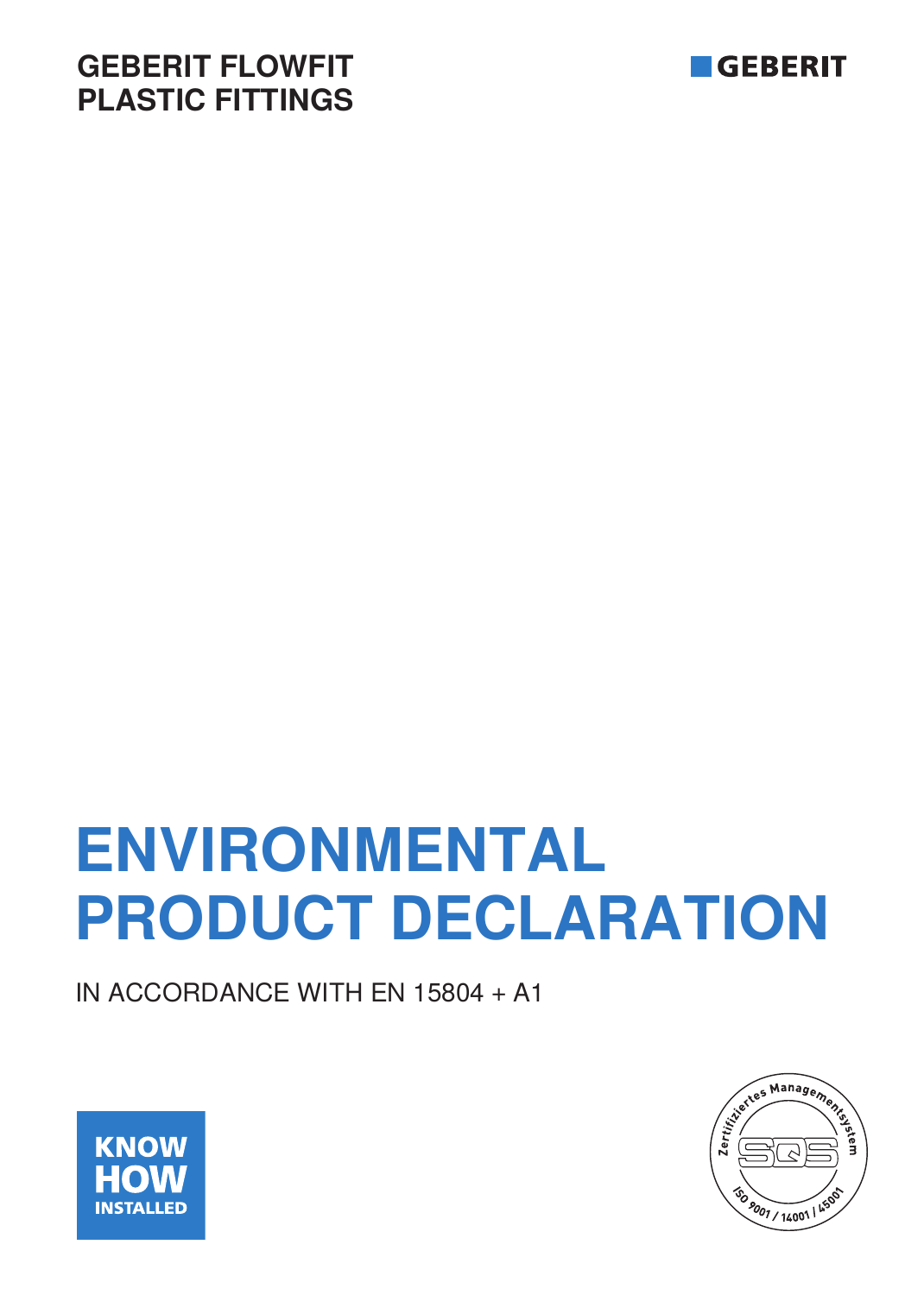GEBERIT FLOWFIT
PLASTIC FITTINGS

GEBERIT

# ENVIRONMENTAL PRODUCT DECLARATION

IN ACCORDANCE WITH EN 15804 + A1

KNOW
HOW
INSTALLED

Zertifiziertes Managementsystem
SQS
ISO 9001 / 14001 / 45001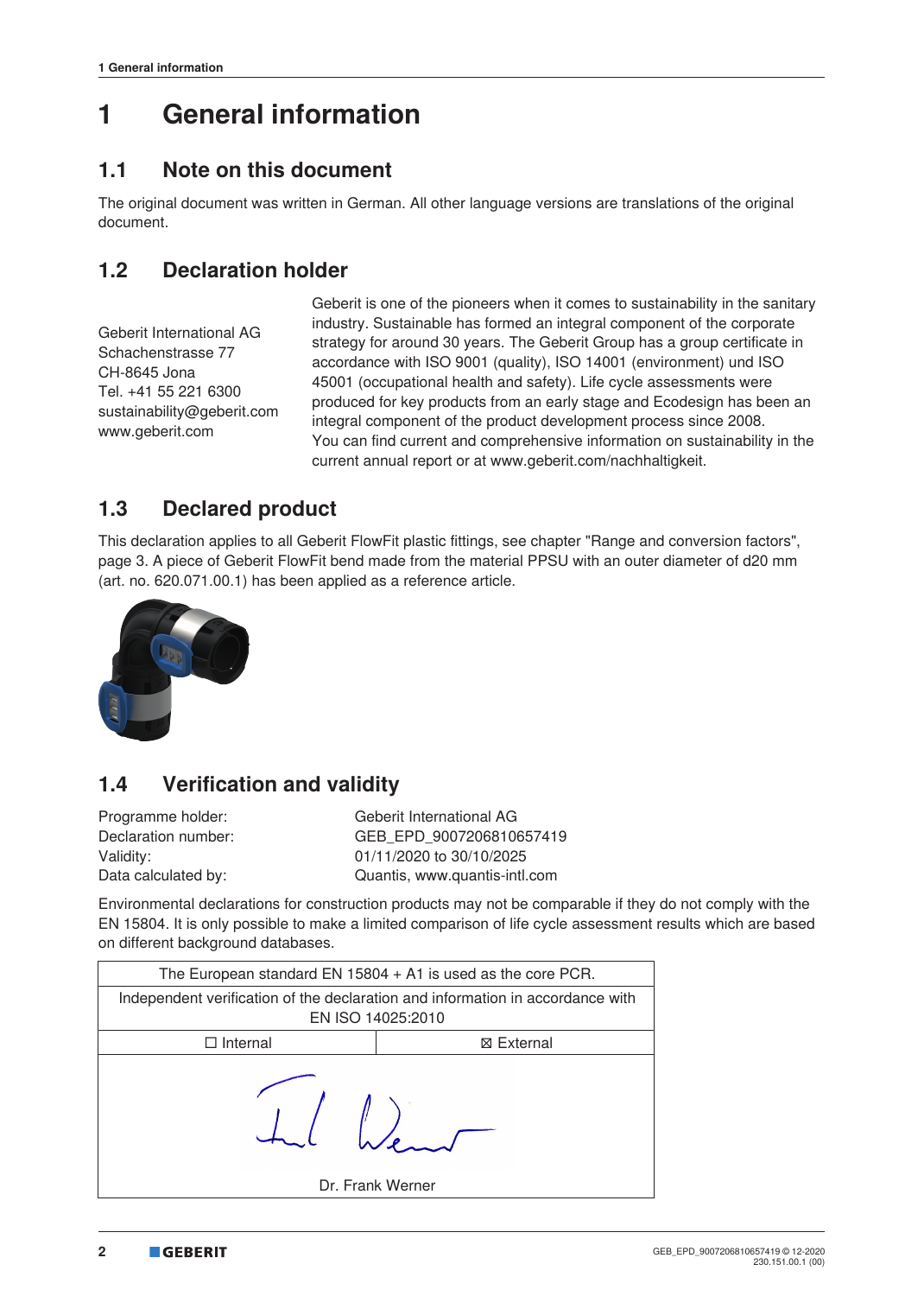# 1 General information

## 1.1 Note on this document

The original document was written in German. All other language versions are translations of the original document.

## 1.2 Declaration holder

Geberit International AG
Schachenstrasse 77
CH-8645 Jona
Tel. +41 55 221 6300
sustainability@geberit.com
www.geberit.com

Geberit is one of the pioneers when it comes to sustainability in the sanitary industry. Sustainable has formed an integral component of the corporate strategy for around 30 years. The Geberit Group has a group certificate in accordance with ISO 9001 (quality), ISO 14001 (environment) und ISO 45001 (occupational health and safety). Life cycle assessments were produced for key products from an early stage and Ecodesign has been an integral component of the product development process since 2008.
You can find current and comprehensive information on sustainability in the current annual report or at www.geberit.com/nachhaltigkeit.

## 1.3 Declared product

This declaration applies to all Geberit FlowFit plastic fittings, see chapter "Range and conversion factors", page 3. A piece of Geberit FlowFit bend made from the material PPSU with an outer diameter of d20 mm (art. no. 620.071.00.1) has been applied as a reference article.

## 1.4 Verification and validity

Programme holder: Geberit International AG
Declaration number: GEB_EPD_9007206810657419
Validity: 01/11/2020 to 30/10/2025
Data calculated by: Quantis, www.quantis-intl.com

Environmental declarations for construction products may not be comparable if they do not comply with the EN 15804. It is only possible to make a limited comparison of life cycle assessment results which are based on different background databases.

| The European standard EN 15804 + A1 is used as the core PCR. | |
|---|---|
| Independent verification of the declaration and information in accordance with EN ISO 14025:2010 | |
| ☐ Internal | ☒ External |
| Dr. Frank Werner | |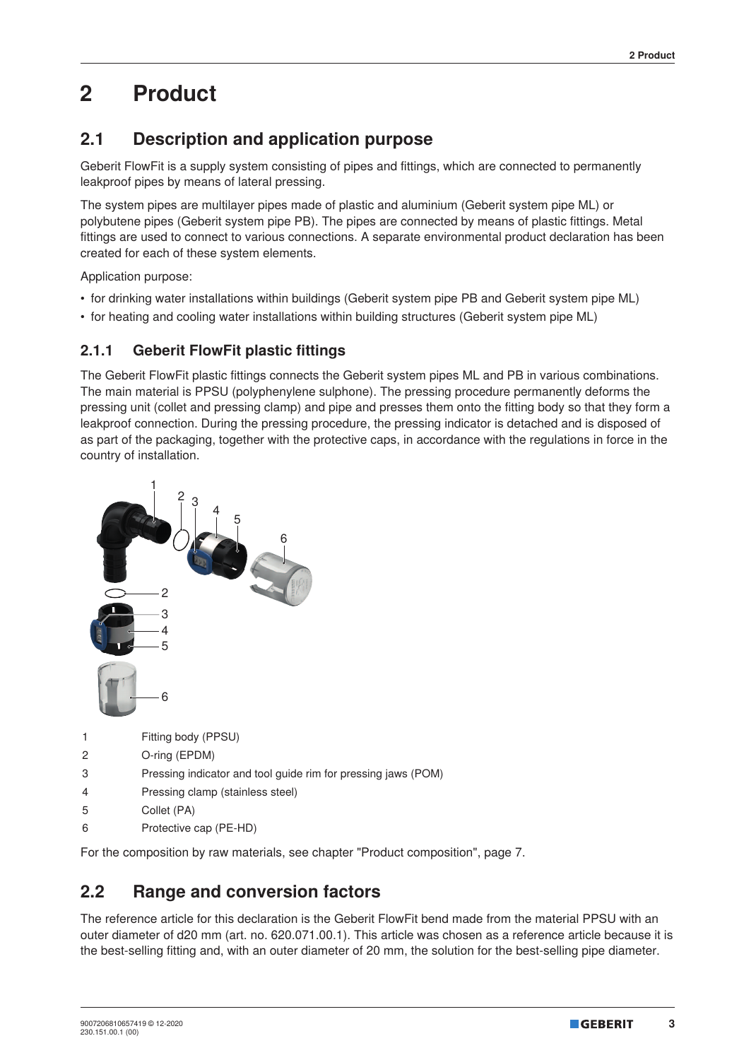# 2 Product

## 2.1 Description and application purpose

Geberit FlowFit is a supply system consisting of pipes and fittings, which are connected to permanently leakproof pipes by means of lateral pressing.

The system pipes are multilayer pipes made of plastic and aluminium (Geberit system pipe ML) or polybutene pipes (Geberit system pipe PB). The pipes are connected by means of plastic fittings. Metal fittings are used to connect to various connections. A separate environmental product declaration has been created for each of these system elements.

Application purpose:

- for drinking water installations within buildings (Geberit system pipe PB and Geberit system pipe ML)
- for heating and cooling water installations within building structures (Geberit system pipe ML)

### 2.1.1 Geberit FlowFit plastic fittings

The Geberit FlowFit plastic fittings connects the Geberit system pipes ML and PB in various combinations. The main material is PPSU (polyphenylene sulphone). The pressing procedure permanently deforms the pressing unit (collet and pressing clamp) and pipe and presses them onto the fitting body so that they form a leakproof connection. During the pressing procedure, the pressing indicator is detached and is disposed of as part of the packaging, together with the protective caps, in accordance with the regulations in force in the country of installation.

| | |
|---|---|
| 1 | Fitting body (PPSU) |
| 2 | O-ring (EPDM) |
| 3 | Pressing indicator and tool guide rim for pressing jaws (POM) |
| 4 | Pressing clamp (stainless steel) |
| 5 | Collet (PA) |
| 6 | Protective cap (PE-HD) |

For the composition by raw materials, see chapter "Product composition", page 7.

## 2.2 Range and conversion factors

The reference article for this declaration is the Geberit FlowFit bend made from the material PPSU with an outer diameter of d20 mm (art. no. 620.071.00.1). This article was chosen as a reference article because it is the best-selling fitting and, with an outer diameter of 20 mm, the solution for the best-selling pipe diameter.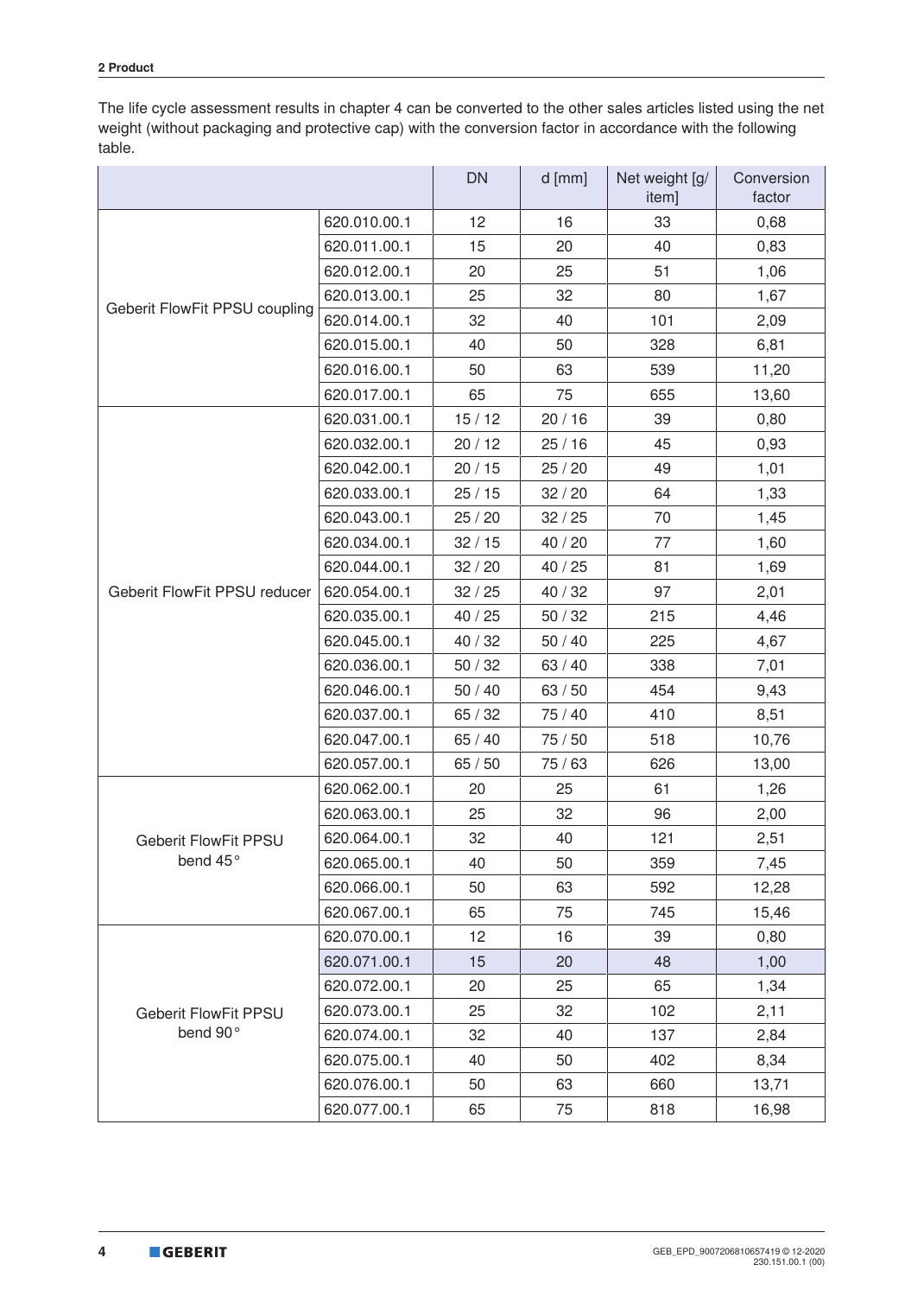The life cycle assessment results in chapter 4 can be converted to the other sales articles listed using the net weight (without packaging and protective cap) with the conversion factor in accordance with the following table.

| | | DN | d [mm] | Net weight [g/item] | Conversion factor |
|---|---|---|---|---|---|
| Geberit FlowFit PPSU coupling | 620.010.00.1 | 12 | 16 | 33 | 0,68 |
| | 620.011.00.1 | 15 | 20 | 40 | 0,83 |
| | 620.012.00.1 | 20 | 25 | 51 | 1,06 |
| | 620.013.00.1 | 25 | 32 | 80 | 1,67 |
| | 620.014.00.1 | 32 | 40 | 101 | 2,09 |
| | 620.015.00.1 | 40 | 50 | 328 | 6,81 |
| | 620.016.00.1 | 50 | 63 | 539 | 11,20 |
| | 620.017.00.1 | 65 | 75 | 655 | 13,60 |
| Geberit FlowFit PPSU reducer | 620.031.00.1 | 15 / 12 | 20 / 16 | 39 | 0,80 |
| | 620.032.00.1 | 20 / 12 | 25 / 16 | 45 | 0,93 |
| | 620.042.00.1 | 20 / 15 | 25 / 20 | 49 | 1,01 |
| | 620.033.00.1 | 25 / 15 | 32 / 20 | 64 | 1,33 |
| | 620.043.00.1 | 25 / 20 | 32 / 25 | 70 | 1,45 |
| | 620.034.00.1 | 32 / 15 | 40 / 20 | 77 | 1,60 |
| | 620.044.00.1 | 32 / 20 | 40 / 25 | 81 | 1,69 |
| | 620.054.00.1 | 32 / 25 | 40 / 32 | 97 | 2,01 |
| | 620.035.00.1 | 40 / 25 | 50 / 32 | 215 | 4,46 |
| | 620.045.00.1 | 40 / 32 | 50 / 40 | 225 | 4,67 |
| | 620.036.00.1 | 50 / 32 | 63 / 40 | 338 | 7,01 |
| | 620.046.00.1 | 50 / 40 | 63 / 50 | 454 | 9,43 |
| | 620.037.00.1 | 65 / 32 | 75 / 40 | 410 | 8,51 |
| | 620.047.00.1 | 65 / 40 | 75 / 50 | 518 | 10,76 |
| | 620.057.00.1 | 65 / 50 | 75 / 63 | 626 | 13,00 |
| Geberit FlowFit PPSU bend 45° | 620.062.00.1 | 20 | 25 | 61 | 1,26 |
| | 620.063.00.1 | 25 | 32 | 96 | 2,00 |
| | 620.064.00.1 | 32 | 40 | 121 | 2,51 |
| | 620.065.00.1 | 40 | 50 | 359 | 7,45 |
| | 620.066.00.1 | 50 | 63 | 592 | 12,28 |
| | 620.067.00.1 | 65 | 75 | 745 | 15,46 |
| Geberit FlowFit PPSU bend 90° | 620.070.00.1 | 12 | 16 | 39 | 0,80 |
| | 620.071.00.1 | 15 | 20 | 48 | 1,00 |
| | 620.072.00.1 | 20 | 25 | 65 | 1,34 |
| | 620.073.00.1 | 25 | 32 | 102 | 2,11 |
| | 620.074.00.1 | 32 | 40 | 137 | 2,84 |
| | 620.075.00.1 | 40 | 50 | 402 | 8,34 |
| | 620.076.00.1 | 50 | 63 | 660 | 13,71 |
| | 620.077.00.1 | 65 | 75 | 818 | 16,98 |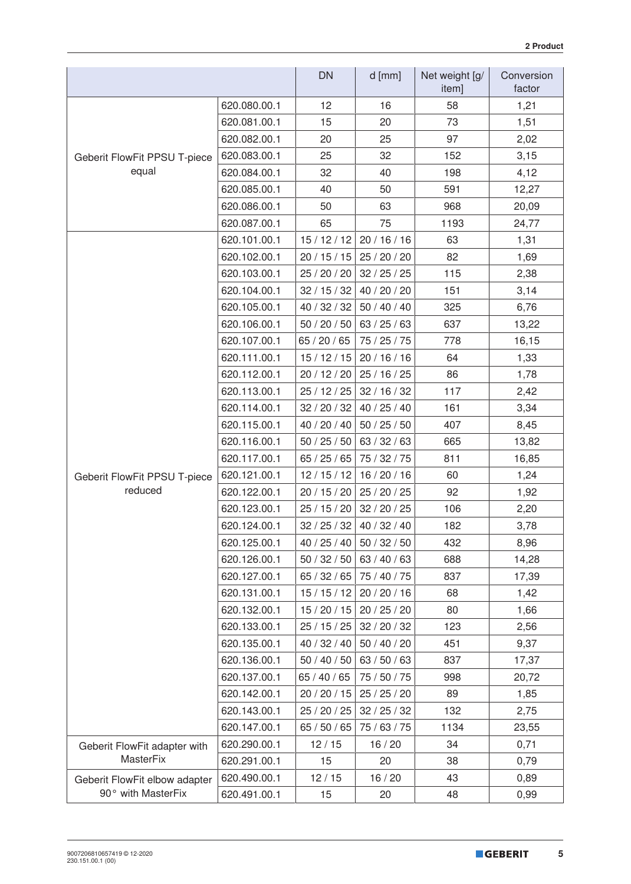| | | DN | d [mm] | Net weight [g/item] | Conversion factor |
|---|---|---|---|---|---|
| Geberit FlowFit PPSU T-piece equal | 620.080.00.1 | 12 | 16 | 58 | 1,21 |
| | 620.081.00.1 | 15 | 20 | 73 | 1,51 |
| | 620.082.00.1 | 20 | 25 | 97 | 2,02 |
| | 620.083.00.1 | 25 | 32 | 152 | 3,15 |
| | 620.084.00.1 | 32 | 40 | 198 | 4,12 |
| | 620.085.00.1 | 40 | 50 | 591 | 12,27 |
| | 620.086.00.1 | 50 | 63 | 968 | 20,09 |
| | 620.087.00.1 | 65 | 75 | 1193 | 24,77 |
| Geberit FlowFit PPSU T-piece reduced | 620.101.00.1 | 15 / 12 / 12 | 20 / 16 / 16 | 63 | 1,31 |
| | 620.102.00.1 | 20 / 15 / 15 | 25 / 20 / 20 | 82 | 1,69 |
| | 620.103.00.1 | 25 / 20 / 20 | 32 / 25 / 25 | 115 | 2,38 |
| | 620.104.00.1 | 32 / 15 / 32 | 40 / 20 / 20 | 151 | 3,14 |
| | 620.105.00.1 | 40 / 32 / 32 | 50 / 40 / 40 | 325 | 6,76 |
| | 620.106.00.1 | 50 / 20 / 50 | 63 / 25 / 63 | 637 | 13,22 |
| | 620.107.00.1 | 65 / 20 / 65 | 75 / 25 / 75 | 778 | 16,15 |
| | 620.111.00.1 | 15 / 12 / 15 | 20 / 16 / 16 | 64 | 1,33 |
| | 620.112.00.1 | 20 / 12 / 20 | 25 / 16 / 25 | 86 | 1,78 |
| | 620.113.00.1 | 25 / 12 / 25 | 32 / 16 / 32 | 117 | 2,42 |
| | 620.114.00.1 | 32 / 20 / 32 | 40 / 25 / 40 | 161 | 3,34 |
| | 620.115.00.1 | 40 / 20 / 40 | 50 / 25 / 50 | 407 | 8,45 |
| | 620.116.00.1 | 50 / 25 / 50 | 63 / 32 / 63 | 665 | 13,82 |
| | 620.117.00.1 | 65 / 25 / 65 | 75 / 32 / 75 | 811 | 16,85 |
| | 620.121.00.1 | 12 / 15 / 12 | 16 / 20 / 16 | 60 | 1,24 |
| | 620.122.00.1 | 20 / 15 / 20 | 25 / 20 / 25 | 92 | 1,92 |
| | 620.123.00.1 | 25 / 15 / 20 | 32 / 20 / 25 | 106 | 2,20 |
| | 620.124.00.1 | 32 / 25 / 32 | 40 / 32 / 40 | 182 | 3,78 |
| | 620.125.00.1 | 40 / 25 / 40 | 50 / 32 / 50 | 432 | 8,96 |
| | 620.126.00.1 | 50 / 32 / 50 | 63 / 40 / 63 | 688 | 14,28 |
| | 620.127.00.1 | 65 / 32 / 65 | 75 / 40 / 75 | 837 | 17,39 |
| | 620.131.00.1 | 15 / 15 / 12 | 20 / 20 / 16 | 68 | 1,42 |
| | 620.132.00.1 | 15 / 20 / 15 | 20 / 25 / 20 | 80 | 1,66 |
| | 620.133.00.1 | 25 / 15 / 25 | 32 / 20 / 32 | 123 | 2,56 |
| | 620.135.00.1 | 40 / 32 / 40 | 50 / 40 / 20 | 451 | 9,37 |
| | 620.136.00.1 | 50 / 40 / 50 | 63 / 50 / 63 | 837 | 17,37 |
| | 620.137.00.1 | 65 / 40 / 65 | 75 / 50 / 75 | 998 | 20,72 |
| | 620.142.00.1 | 20 / 20 / 15 | 25 / 25 / 20 | 89 | 1,85 |
| | 620.143.00.1 | 25 / 20 / 25 | 32 / 25 / 32 | 132 | 2,75 |
| | 620.147.00.1 | 65 / 50 / 65 | 75 / 63 / 75 | 1134 | 23,55 |
| Geberit FlowFit adapter with MasterFix | 620.290.00.1 | 12 / 15 | 16 / 20 | 34 | 0,71 |
| | 620.291.00.1 | 15 | 20 | 38 | 0,79 |
| Geberit FlowFit elbow adapter 90° with MasterFix | 620.490.00.1 | 12 / 15 | 16 / 20 | 43 | 0,89 |
| | 620.491.00.1 | 15 | 20 | 48 | 0,99 |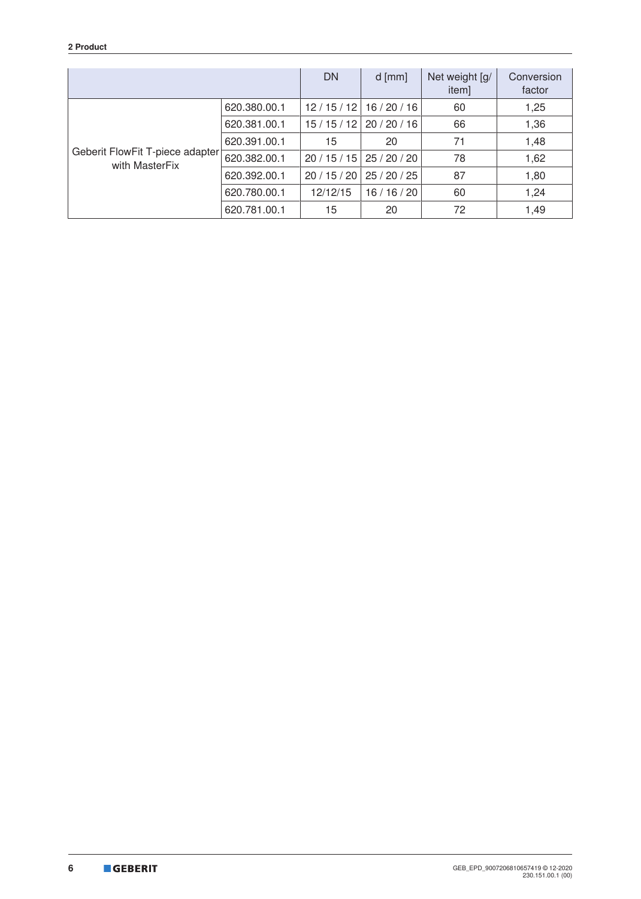| | | DN | d [mm] | Net weight [g/ item] | Conversion factor |
|---|---|---|---|---|---|
| Geberit FlowFit T-piece adapter with MasterFix | 620.380.00.1 | 12 / 15 / 12 | 16 / 20 / 16 | 60 | 1,25 |
| | 620.381.00.1 | 15 / 15 / 12 | 20 / 20 / 16 | 66 | 1,36 |
| | 620.391.00.1 | 15 | 20 | 71 | 1,48 |
| | 620.382.00.1 | 20 / 15 / 15 | 25 / 20 / 20 | 78 | 1,62 |
| | 620.392.00.1 | 20 / 15 / 20 | 25 / 20 / 25 | 87 | 1,80 |
| | 620.780.00.1 | 12/12/15 | 16 / 16 / 20 | 60 | 1,24 |
| | 620.781.00.1 | 15 | 20 | 72 | 1,49 |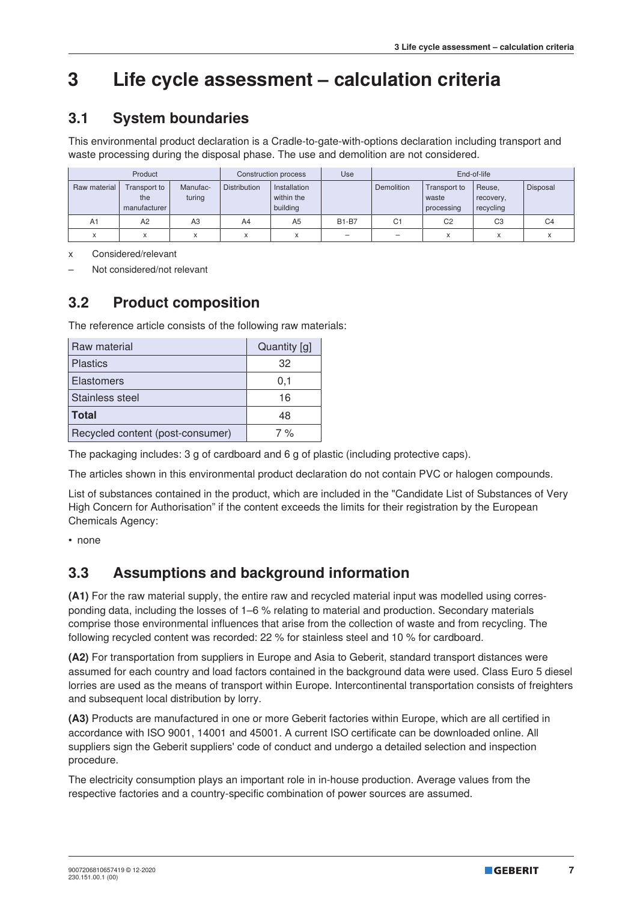# 3 Life cycle assessment – calculation criteria

## 3.1 System boundaries

This environmental product declaration is a Cradle-to-gate-with-options declaration including transport and waste processing during the disposal phase. The use and demolition are not considered.

| Product | | | Construction process | | Use | End-of-life | | | |
|---|---|---|---|---|---|---|---|---|---|
| Raw material | Transport to the manufacturer | Manufac-turing | Distribution | Installation within the building | | Demolition | Transport to waste processing | Reuse, recovery, recycling | Disposal |
| A1 | A2 | A3 | A4 | A5 | B1-B7 | C1 | C2 | C3 | C4 |
| x | x | x | x | x | – | – | x | x | x |

x Considered/relevant

– Not considered/not relevant

## 3.2 Product composition

The reference article consists of the following raw materials:

| Raw material | Quantity [g] |
|---|---|
| Plastics | 32 |
| Elastomers | 0,1 |
| Stainless steel | 16 |
| **Total** | 48 |
| Recycled content (post-consumer) | 7 % |

The packaging includes: 3 g of cardboard and 6 g of plastic (including protective caps).

The articles shown in this environmental product declaration do not contain PVC or halogen compounds.

List of substances contained in the product, which are included in the "Candidate List of Substances of Very High Concern for Authorisation" if the content exceeds the limits for their registration by the European Chemicals Agency:

- none

## 3.3 Assumptions and background information

**(A1)** For the raw material supply, the entire raw and recycled material input was modelled using corresponding data, including the losses of 1–6 % relating to material and production. Secondary materials comprise those environmental influences that arise from the collection of waste and from recycling. The following recycled content was recorded: 22 % for stainless steel and 10 % for cardboard.

**(A2)** For transportation from suppliers in Europe and Asia to Geberit, standard transport distances were assumed for each country and load factors contained in the background data were used. Class Euro 5 diesel lorries are used as the means of transport within Europe. Intercontinental transportation consists of freighters and subsequent local distribution by lorry.

**(A3)** Products are manufactured in one or more Geberit factories within Europe, which are all certified in accordance with ISO 9001, 14001 and 45001. A current ISO certificate can be downloaded online. All suppliers sign the Geberit suppliers' code of conduct and undergo a detailed selection and inspection procedure.

The electricity consumption plays an important role in in-house production. Average values from the respective factories and a country-specific combination of power sources are assumed.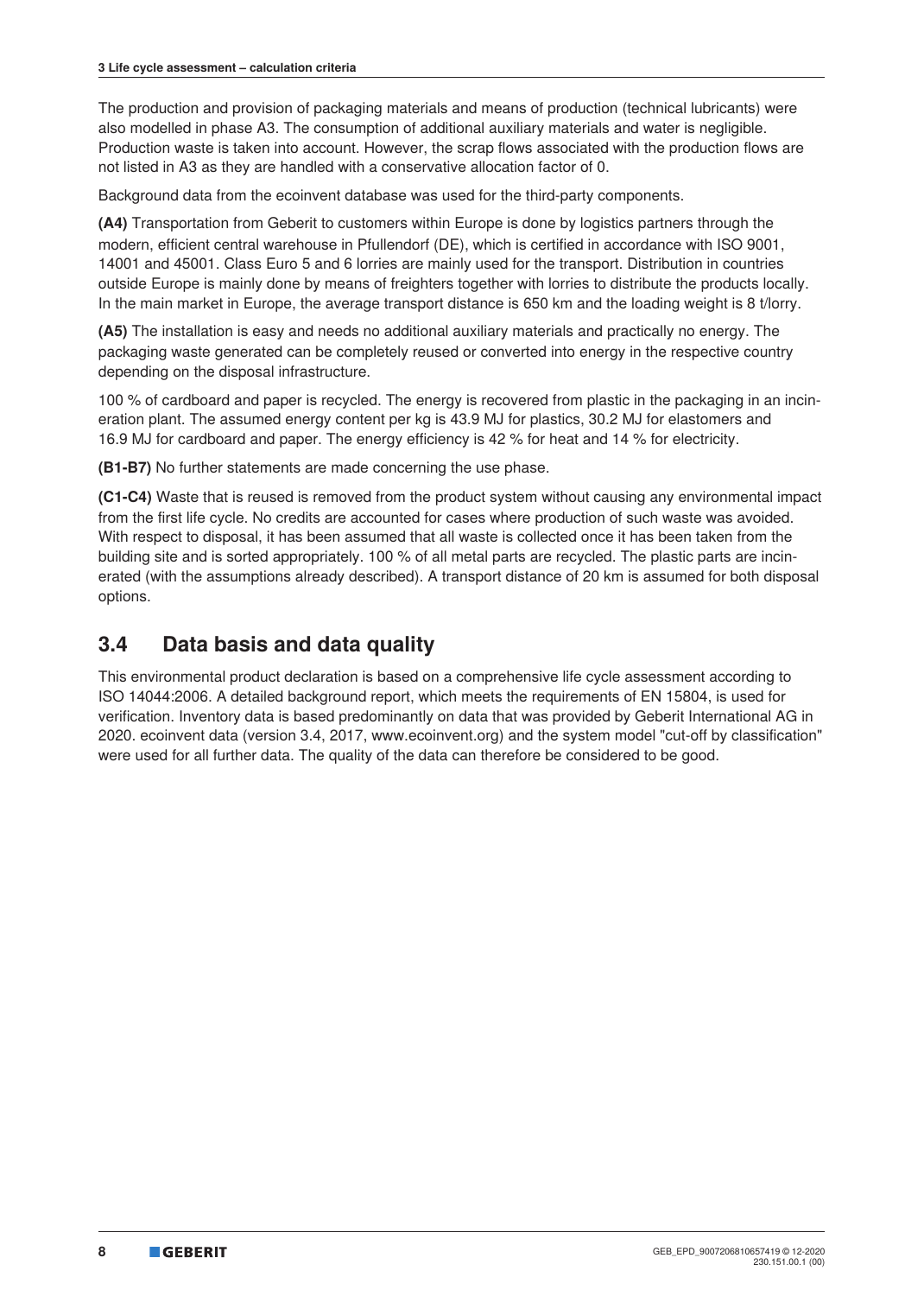The production and provision of packaging materials and means of production (technical lubricants) were also modelled in phase A3. The consumption of additional auxiliary materials and water is negligible. Production waste is taken into account. However, the scrap flows associated with the production flows are not listed in A3 as they are handled with a conservative allocation factor of 0.

Background data from the ecoinvent database was used for the third-party components.

**(A4)** Transportation from Geberit to customers within Europe is done by logistics partners through the modern, efficient central warehouse in Pfullendorf (DE), which is certified in accordance with ISO 9001, 14001 and 45001. Class Euro 5 and 6 lorries are mainly used for the transport. Distribution in countries outside Europe is mainly done by means of freighters together with lorries to distribute the products locally. In the main market in Europe, the average transport distance is 650 km and the loading weight is 8 t/lorry.

**(A5)** The installation is easy and needs no additional auxiliary materials and practically no energy. The packaging waste generated can be completely reused or converted into energy in the respective country depending on the disposal infrastructure.

100 % of cardboard and paper is recycled. The energy is recovered from plastic in the packaging in an incineration plant. The assumed energy content per kg is 43.9 MJ for plastics, 30.2 MJ for elastomers and 16.9 MJ for cardboard and paper. The energy efficiency is 42 % for heat and 14 % for electricity.

**(B1-B7)** No further statements are made concerning the use phase.

**(C1-C4)** Waste that is reused is removed from the product system without causing any environmental impact from the first life cycle. No credits are accounted for cases where production of such waste was avoided. With respect to disposal, it has been assumed that all waste is collected once it has been taken from the building site and is sorted appropriately. 100 % of all metal parts are recycled. The plastic parts are incinerated (with the assumptions already described). A transport distance of 20 km is assumed for both disposal options.

## 3.4 Data basis and data quality

This environmental product declaration is based on a comprehensive life cycle assessment according to ISO 14044:2006. A detailed background report, which meets the requirements of EN 15804, is used for verification. Inventory data is based predominantly on data that was provided by Geberit International AG in 2020. ecoinvent data (version 3.4, 2017, www.ecoinvent.org) and the system model "cut-off by classification" were used for all further data. The quality of the data can therefore be considered to be good.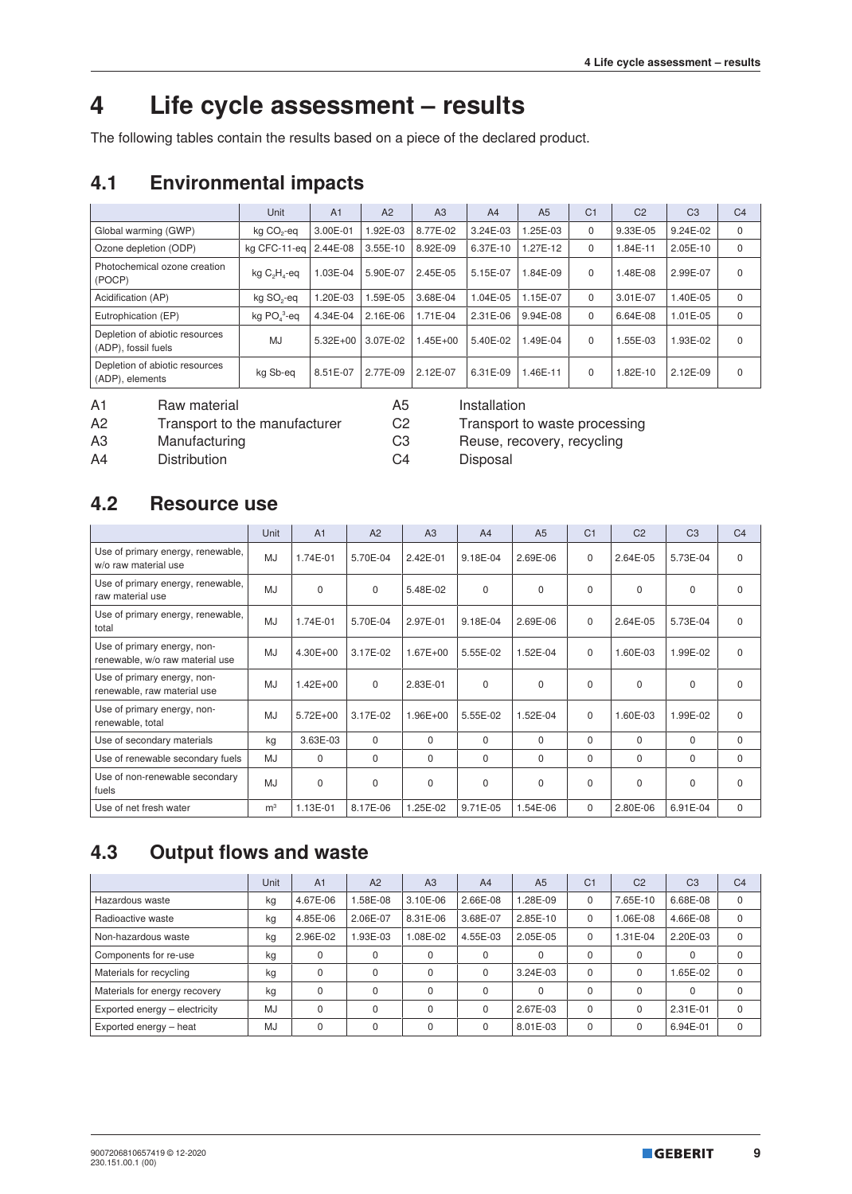# 4 Life cycle assessment – results

The following tables contain the results based on a piece of the declared product.

## 4.1 Environmental impacts

| | Unit | A1 | A2 | A3 | A4 | A5 | C1 | C2 | C3 | C4 |
|---|---|---|---|---|---|---|---|---|---|---|
| Global warming (GWP) | kg $CO_2$-eq | 3.00E-01 | 1.92E-03 | 8.77E-02 | 3.24E-03 | 1.25E-03 | 0 | 9.33E-05 | 9.24E-02 | 0 |
| Ozone depletion (ODP) | kg CFC-11-eq | 2.44E-08 | 3.55E-10 | 8.92E-09 | 6.37E-10 | 1.27E-12 | 0 | 1.84E-11 | 2.05E-10 | 0 |
| Photochemical ozone creation (POCP) | kg $C_2H_4$-eq | 1.03E-04 | 5.90E-07 | 2.45E-05 | 5.15E-07 | 1.84E-09 | 0 | 1.48E-08 | 2.99E-07 | 0 |
| Acidification (AP) | kg $SO_2$-eq | 1.20E-03 | 1.59E-05 | 3.68E-04 | 1.04E-05 | 1.15E-07 | 0 | 3.01E-07 | 1.40E-05 | 0 |
| Eutrophication (EP) | kg $PO_4^{3}$-eq | 4.34E-04 | 2.16E-06 | 1.71E-04 | 2.31E-06 | 9.94E-08 | 0 | 6.64E-08 | 1.01E-05 | 0 |
| Depletion of abiotic resources (ADP), fossil fuels | MJ | 5.32E+00 | 3.07E-02 | 1.45E+00 | 5.40E-02 | 1.49E-04 | 0 | 1.55E-03 | 1.93E-02 | 0 |
| Depletion of abiotic resources (ADP), elements | kg Sb-eq | 8.51E-07 | 2.77E-09 | 2.12E-07 | 6.31E-09 | 1.46E-11 | 0 | 1.82E-10 | 2.12E-09 | 0 |

| | | | |
|---|---|---|---|
| A1 | Raw material | A5 | Installation |
| A2 | Transport to the manufacturer | C2 | Transport to waste processing |
| A3 | Manufacturing | C3 | Reuse, recovery, recycling |
| A4 | Distribution | C4 | Disposal |

## 4.2 Resource use

| | Unit | A1 | A2 | A3 | A4 | A5 | C1 | C2 | C3 | C4 |
|---|---|---|---|---|---|---|---|---|---|---|
| Use of primary energy, renewable, w/o raw material use | MJ | 1.74E-01 | 5.70E-04 | 2.42E-01 | 9.18E-04 | 2.69E-06 | 0 | 2.64E-05 | 5.73E-04 | 0 |
| Use of primary energy, renewable, raw material use | MJ | 0 | 0 | 5.48E-02 | 0 | 0 | 0 | 0 | 0 | 0 |
| Use of primary energy, renewable, total | MJ | 1.74E-01 | 5.70E-04 | 2.97E-01 | 9.18E-04 | 2.69E-06 | 0 | 2.64E-05 | 5.73E-04 | 0 |
| Use of primary energy, non-renewable, w/o raw material use | MJ | 4.30E+00 | 3.17E-02 | 1.67E+00 | 5.55E-02 | 1.52E-04 | 0 | 1.60E-03 | 1.99E-02 | 0 |
| Use of primary energy, non-renewable, raw material use | MJ | 1.42E+00 | 0 | 2.83E-01 | 0 | 0 | 0 | 0 | 0 | 0 |
| Use of primary energy, non-renewable, total | MJ | 5.72E+00 | 3.17E-02 | 1.96E+00 | 5.55E-02 | 1.52E-04 | 0 | 1.60E-03 | 1.99E-02 | 0 |
| Use of secondary materials | kg | 3.63E-03 | 0 | 0 | 0 | 0 | 0 | 0 | 0 | 0 |
| Use of renewable secondary fuels | MJ | 0 | 0 | 0 | 0 | 0 | 0 | 0 | 0 | 0 |
| Use of non-renewable secondary fuels | MJ | 0 | 0 | 0 | 0 | 0 | 0 | 0 | 0 | 0 |
| Use of net fresh water | $m^3$ | 1.13E-01 | 8.17E-06 | 1.25E-02 | 9.71E-05 | 1.54E-06 | 0 | 2.80E-06 | 6.91E-04 | 0 |

## 4.3 Output flows and waste

| | Unit | A1 | A2 | A3 | A4 | A5 | C1 | C2 | C3 | C4 |
|---|---|---|---|---|---|---|---|---|---|---|
| Hazardous waste | kg | 4.67E-06 | 1.58E-08 | 3.10E-06 | 2.66E-08 | 1.28E-09 | 0 | 7.65E-10 | 6.68E-08 | 0 |
| Radioactive waste | kg | 4.85E-06 | 2.06E-07 | 8.31E-06 | 3.68E-07 | 2.85E-10 | 0 | 1.06E-08 | 4.66E-08 | 0 |
| Non-hazardous waste | kg | 2.96E-02 | 1.93E-03 | 1.08E-02 | 4.55E-03 | 2.05E-05 | 0 | 1.31E-04 | 2.20E-03 | 0 |
| Components for re-use | kg | 0 | 0 | 0 | 0 | 0 | 0 | 0 | 0 | 0 |
| Materials for recycling | kg | 0 | 0 | 0 | 0 | 3.24E-03 | 0 | 0 | 1.65E-02 | 0 |
| Materials for energy recovery | kg | 0 | 0 | 0 | 0 | 0 | 0 | 0 | 0 | 0 |
| Exported energy – electricity | MJ | 0 | 0 | 0 | 0 | 2.67E-03 | 0 | 0 | 2.31E-01 | 0 |
| Exported energy – heat | MJ | 0 | 0 | 0 | 0 | 8.01E-03 | 0 | 0 | 6.94E-01 | 0 |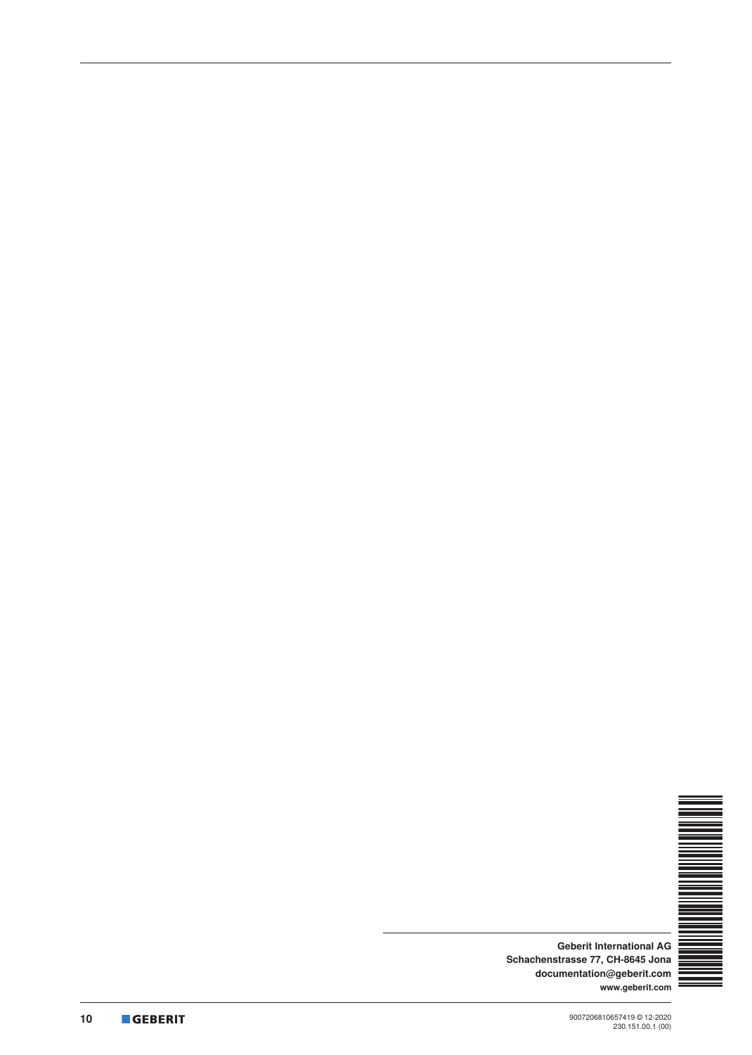**Geberit International AG**
**Schachenstrasse 77, CH-8645 Jona**
**documentation@geberit.com**
**www.geberit.com**

9007206810657419 © 12-2020
230.151.00.1 (00)